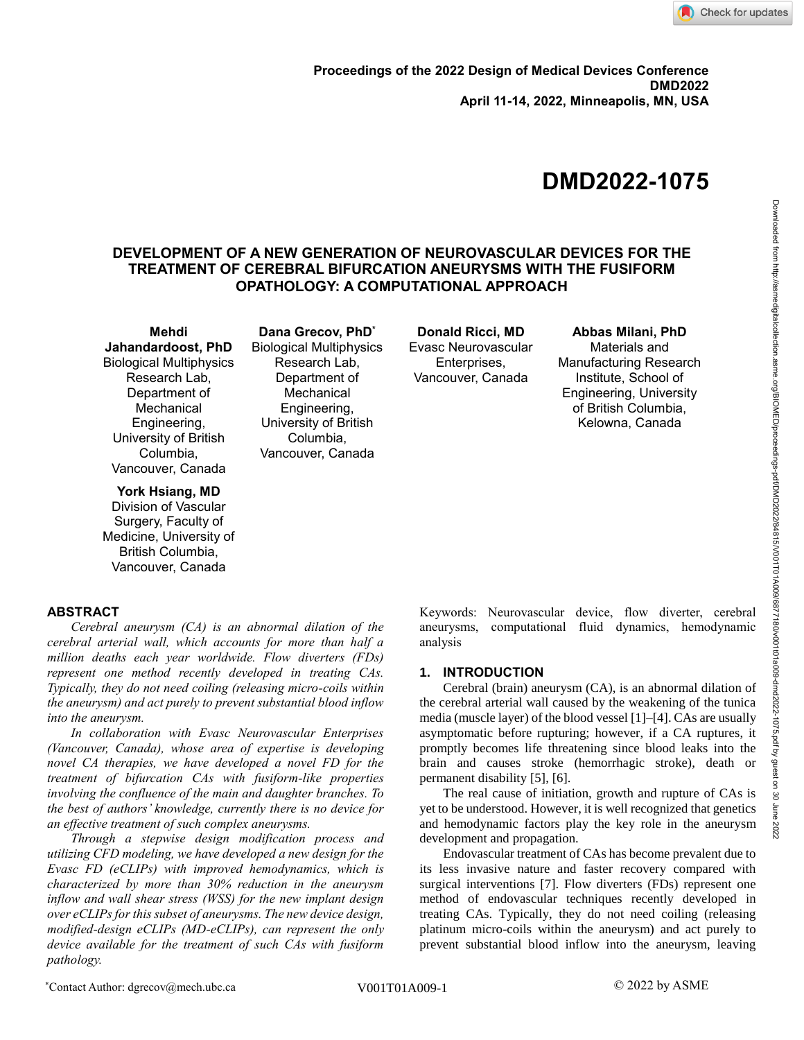Proceedings of the 2022 Design of Medical Devices Conference
DMD2022
April 11-14, 2022, Minneapolis, MN, USA

# DMD2022-1075

## DEVELOPMENT OF A NEW GENERATION OF NEUROVASCULAR DEVICES FOR THE TREATMENT OF CEREBRAL BIFURCATION ANEURYSMS WITH THE FUSIFORM OPATHOLOGY: A COMPUTATIONAL APPROACH

**Mehdi Jahandardoost, PhD**
Biological Multiphysics Research Lab, Department of Mechanical Engineering, University of British Columbia, Vancouver, Canada

**Dana Grecov, PhD***
Biological Multiphysics Research Lab, Department of Mechanical Engineering, University of British Columbia, Vancouver, Canada

**Donald Ricci, MD**
Evasc Neurovascular Enterprises, Vancouver, Canada

**Abbas Milani, PhD**
Materials and Manufacturing Research Institute, School of Engineering, University of British Columbia, Kelowna, Canada

**York Hsiang, MD**
Division of Vascular Surgery, Faculty of Medicine, University of British Columbia, Vancouver, Canada

## ABSTRACT

*Cerebral aneurysm (CA) is an abnormal dilation of the cerebral arterial wall, which accounts for more than half a million deaths each year worldwide. Flow diverters (FDs) represent one method recently developed in treating CAs. Typically, they do not need coiling (releasing micro-coils within the aneurysm) and act purely to prevent substantial blood inflow into the aneurysm.*

*In collaboration with Evasc Neurovascular Enterprises (Vancouver, Canada), whose area of expertise is developing novel CA therapies, we have developed a novel FD for the treatment of bifurcation CAs with fusiform-like properties involving the confluence of the main and daughter branches. To the best of authors' knowledge, currently there is no device for an effective treatment of such complex aneurysms.*

*Through a stepwise design modification process and utilizing CFD modeling, we have developed a new design for the Evasc FD (eCLIPs) with improved hemodynamics, which is characterized by more than 30% reduction in the aneurysm inflow and wall shear stress (WSS) for the new implant design over eCLIPs for this subset of aneurysms. The new device design, modified-design eCLIPs (MD-eCLIPs), can represent the only device available for the treatment of such CAs with fusiform pathology.*

Keywords: Neurovascular device, flow diverter, cerebral aneurysms, computational fluid dynamics, hemodynamic analysis

## 1. INTRODUCTION

Cerebral (brain) aneurysm (CA), is an abnormal dilation of the cerebral arterial wall caused by the weakening of the tunica media (muscle layer) of the blood vessel [1]–[4]. CAs are usually asymptomatic before rupturing; however, if a CA ruptures, it promptly becomes life threatening since blood leaks into the brain and causes stroke (hemorrhagic stroke), death or permanent disability [5], [6].

The real cause of initiation, growth and rupture of CAs is yet to be understood. However, it is well recognized that genetics and hemodynamic factors play the key role in the aneurysm development and propagation.

Endovascular treatment of CAs has become prevalent due to its less invasive nature and faster recovery compared with surgical interventions [7]. Flow diverters (FDs) represent one method of endovascular techniques recently developed in treating CAs. Typically, they do not need coiling (releasing platinum micro-coils within the aneurysm) and act purely to prevent substantial blood inflow into the aneurysm, leaving

*Contact Author: dgrecov@mech.ubc.ca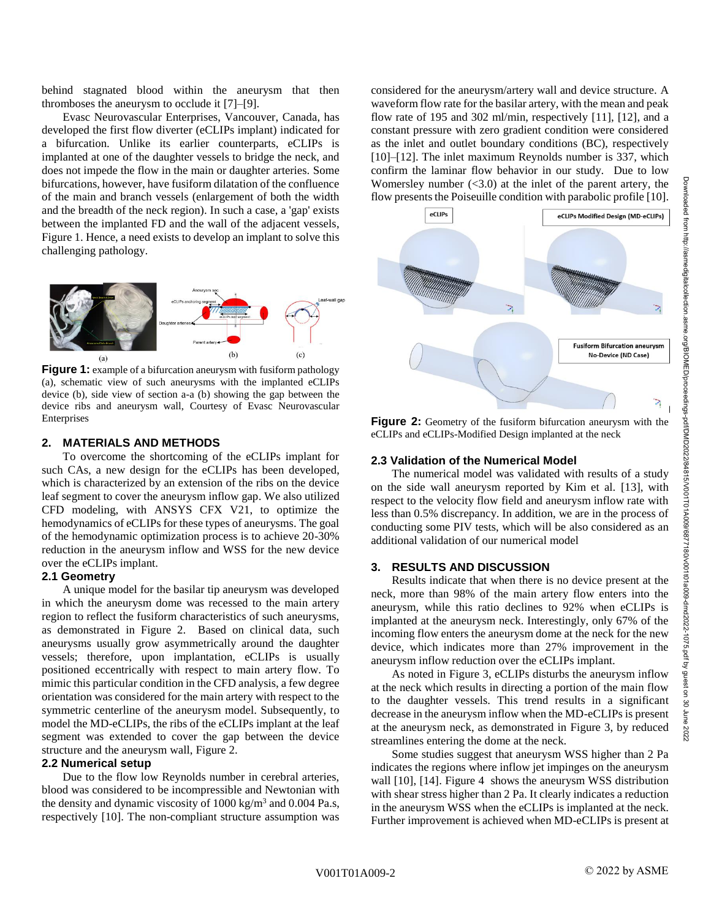behind stagnated blood within the aneurysm that then thromboses the aneurysm to occlude it [7]–[9].

Evasc Neurovascular Enterprises, Vancouver, Canada, has developed the first flow diverter (eCLIPs implant) indicated for a bifurcation. Unlike its earlier counterparts, eCLIPs is implanted at one of the daughter vessels to bridge the neck, and does not impede the flow in the main or daughter arteries. Some bifurcations, however, have fusiform dilatation of the confluence of the main and branch vessels (enlargement of both the width and the breadth of the neck region). In such a case, a 'gap' exists between the implanted FD and the wall of the adjacent vessels, Figure 1. Hence, a need exists to develop an implant to solve this challenging pathology.

Aneurysm sac
eCLIPs anchoring segment
eCLIPs leaf segment
Daughter arteries
Parent artery
Leaf-wall gap
(a) (b) (c)

**Figure 1:** example of a bifurcation aneurysm with fusiform pathology (a), schematic view of such aneurysms with the implanted eCLIPs device (b), side view of section a-a (b) showing the gap between the device ribs and aneurysm wall, Courtesy of Evasc Neurovascular Enterprises

## 2. MATERIALS AND METHODS

To overcome the shortcoming of the eCLIPs implant for such CAs, a new design for the eCLIPs has been developed, which is characterized by an extension of the ribs on the device leaf segment to cover the aneurysm inflow gap. We also utilized CFD modeling, with ANSYS CFX V21, to optimize the hemodynamics of eCLIPs for these types of aneurysms. The goal of the hemodynamic optimization process is to achieve 20-30% reduction in the aneurysm inflow and WSS for the new device over the eCLIPs implant.

### 2.1 Geometry

A unique model for the basilar tip aneurysm was developed in which the aneurysm dome was recessed to the main artery region to reflect the fusiform characteristics of such aneurysms, as demonstrated in Figure 2. Based on clinical data, such aneurysms usually grow asymmetrically around the daughter vessels; therefore, upon implantation, eCLIPs is usually positioned eccentrically with respect to main artery flow. To mimic this particular condition in the CFD analysis, a few degree orientation was considered for the main artery with respect to the symmetric centerline of the aneurysm model. Subsequently, to model the MD-eCLIPs, the ribs of the eCLIPs implant at the leaf segment was extended to cover the gap between the device structure and the aneurysm wall, Figure 2.

### 2.2 Numerical setup

Due to the flow low Reynolds number in cerebral arteries, blood was considered to be incompressible and Newtonian with the density and dynamic viscosity of 1000 kg/m$^3$ and 0.004 Pa.s, respectively [10]. The non-compliant structure assumption was considered for the aneurysm/artery wall and device structure. A waveform flow rate for the basilar artery, with the mean and peak flow rate of 195 and 302 ml/min, respectively [11], [12], and a constant pressure with zero gradient condition were considered as the inlet and outlet boundary conditions (BC), respectively [10]–[12]. The inlet maximum Reynolds number is 337, which confirm the laminar flow behavior in our study. Due to low Womersley number (<3.0) at the inlet of the parent artery, the flow presents the Poiseuille condition with parabolic profile [10].

eCLIPs
eCLIPs Modified Design (MD-eCLIPs)
Fusiform Bifurcation aneurysm
No-Device (ND Case)

**Figure 2:** Geometry of the fusiform bifurcation aneurysm with the eCLIPs and eCLIPs-Modified Design implanted at the neck

### 2.3 Validation of the Numerical Model

The numerical model was validated with results of a study on the side wall aneurysm reported by Kim et al. [13], with respect to the velocity flow field and aneurysm inflow rate with less than 0.5% discrepancy. In addition, we are in the process of conducting some PIV tests, which will be also considered as an additional validation of our numerical model

## 3. RESULTS AND DISCUSSION

Results indicate that when there is no device present at the neck, more than 98% of the main artery flow enters into the aneurysm, while this ratio declines to 92% when eCLIPs is implanted at the aneurysm neck. Interestingly, only 67% of the incoming flow enters the aneurysm dome at the neck for the new device, which indicates more than 27% improvement in the aneurysm inflow reduction over the eCLIPs implant.

As noted in Figure 3, eCLIPs disturbs the aneurysm inflow at the neck which results in directing a portion of the main flow to the daughter vessels. This trend results in a significant decrease in the aneurysm inflow when the MD-eCLIPs is present at the aneurysm neck, as demonstrated in Figure 3, by reduced streamlines entering the dome at the neck.

Some studies suggest that aneurysm WSS higher than 2 Pa indicates the regions where inflow jet impinges on the aneurysm wall [10], [14]. Figure 4 shows the aneurysm WSS distribution with shear stress higher than 2 Pa. It clearly indicates a reduction in the aneurysm WSS when the eCLIPs is implanted at the neck. Further improvement is achieved when MD-eCLIPs is present at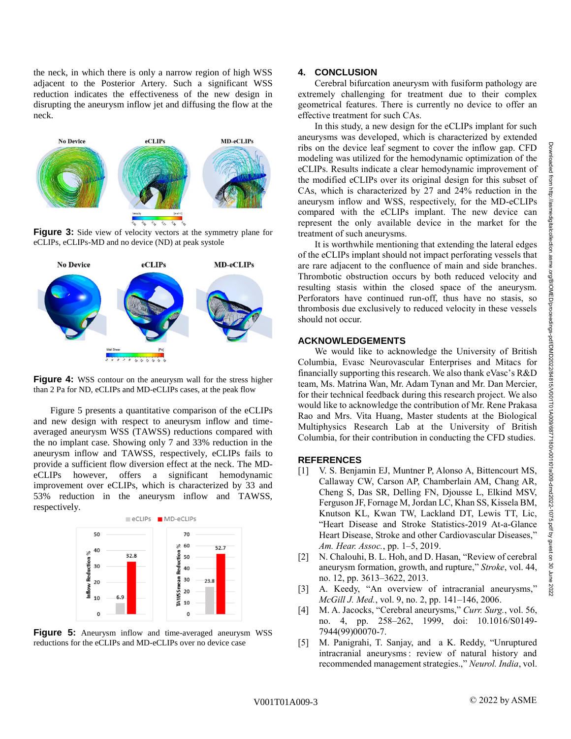the neck, in which there is only a narrow region of high WSS adjacent to the Posterior Artery. Such a significant WSS reduction indicates the effectiveness of the new design in disrupting the aneurysm inflow jet and diffusing the flow at the neck.

No Device
eCLIPs
MD-eCLIPs

**Figure 3:** Side view of velocity vectors at the symmetry plane for eCLIPs, eCLIPs-MD and no device (ND) at peak systole

No Device
eCLIPs
MD-eCLIPs

**Figure 4:** WSS contour on the aneurysm wall for the stress higher than 2 Pa for ND, eCLIPs and MD-eCLIPs cases, at the peak flow

Figure 5 presents a quantitative comparison of the eCLIPs and new design with respect to aneurysm inflow and time-averaged aneurysm WSS (TAWSS) reductions compared with the no implant case. Showing only 7 and 33% reduction in the aneurysm inflow and TAWSS, respectively, eCLIPs fails to provide a sufficient flow diversion effect at the neck. The MD-eCLIPs however, offers a significant hemodynamic improvement over eCLIPs, which is characterized by 33 and 53% reduction in the aneurysm inflow and TAWSS, respectively.

eCLIPs
MD-eCLIPs

Inflow Reduction %
6.9
32.8

TAWSSmean Reduction %
23.8
52.7

**Figure 5:** Aneurysm inflow and time-averaged aneurysm WSS reductions for the eCLIPs and MD-eCLIPs over no device case

## 4. CONCLUSION

Cerebral bifurcation aneurysm with fusiform pathology are extremely challenging for treatment due to their complex geometrical features. There is currently no device to offer an effective treatment for such CAs.

In this study, a new design for the eCLIPs implant for such aneurysms was developed, which is characterized by extended ribs on the device leaf segment to cover the inflow gap. CFD modeling was utilized for the hemodynamic optimization of the eCLIPs. Results indicate a clear hemodynamic improvement of the modified eCLIPs over its original design for this subset of CAs, which is characterized by 27 and 24% reduction in the aneurysm inflow and WSS, respectively, for the MD-eCLIPs compared with the eCLIPs implant. The new device can represent the only available device in the market for the treatment of such aneurysms.

It is worthwhile mentioning that extending the lateral edges of the eCLIPs implant should not impact perforating vessels that are rare adjacent to the confluence of main and side branches. Thrombotic obstruction occurs by both reduced velocity and resulting stasis within the closed space of the aneurysm. Perforators have continued run-off, thus have no stasis, so thrombosis due exclusively to reduced velocity in these vessels should not occur.

## ACKNOWLEDGEMENTS

We would like to acknowledge the University of British Columbia, Evasc Neurovascular Enterprises and Mitacs for financially supporting this research. We also thank eVasc's R&D team, Ms. Matrina Wan, Mr. Adam Tynan and Mr. Dan Mercier, for their technical feedback during this research project. We also would like to acknowledge the contribution of Mr. Rene Prakasa Rao and Mrs. Vita Huang, Master students at the Biological Multiphysics Research Lab at the University of British Columbia, for their contribution in conducting the CFD studies.

## REFERENCES

[1] V. S. Benjamin EJ, Muntner P, Alonso A, Bittencourt MS, Callaway CW, Carson AP, Chamberlain AM, Chang AR, Cheng S, Das SR, Delling FN, Djousse L, Elkind MSV, Ferguson JF, Fornage M, Jordan LC, Khan SS, Kissela BM, Knutson KL, Kwan TW, Lackland DT, Lewis TT, Lic, "Heart Disease and Stroke Statistics-2019 At-a-Glance Heart Disease, Stroke and other Cardiovascular Diseases," *Am. Hear. Assoc.*, pp. 1–5, 2019.

[2] N. Chalouhi, B. L. Hoh, and D. Hasan, "Review of cerebral aneurysm formation, growth, and rupture," *Stroke*, vol. 44, no. 12, pp. 3613–3622, 2013.

[3] A. Keedy, "An overview of intracranial aneurysms," *McGill J. Med.*, vol. 9, no. 2, pp. 141–146, 2006.

[4] M. A. Jacocks, "Cerebral aneurysms," *Curr. Surg.*, vol. 56, no. 4, pp. 258–262, 1999, doi: 10.1016/S0149-7944(99)00070-7.

[5] M. Panigrahi, T. Sanjay, and a K. Reddy, "Unruptured intracranial aneurysms : review of natural history and recommended management strategies.," *Neurol. India*, vol.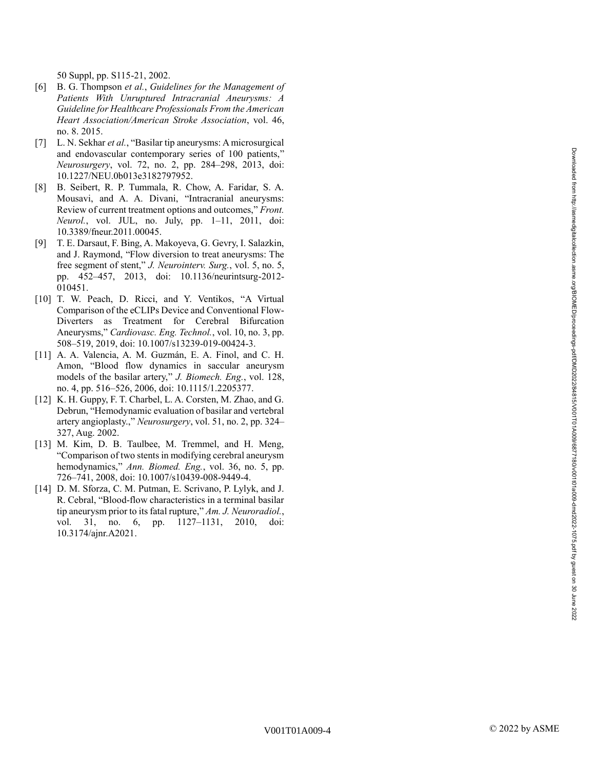50 Suppl, pp. S115-21, 2002.

[6] B. G. Thompson *et al.*, *Guidelines for the Management of Patients With Unruptured Intracranial Aneurysms: A Guideline for Healthcare Professionals From the American Heart Association/American Stroke Association*, vol. 46, no. 8. 2015.

[7] L. N. Sekhar *et al.*, "Basilar tip aneurysms: A microsurgical and endovascular contemporary series of 100 patients," *Neurosurgery*, vol. 72, no. 2, pp. 284–298, 2013, doi: 10.1227/NEU.0b013e3182797952.

[8] B. Seibert, R. P. Tummala, R. Chow, A. Faridar, S. A. Mousavi, and A. A. Divani, "Intracranial aneurysms: Review of current treatment options and outcomes," *Front. Neurol.*, vol. JUL, no. July, pp. 1–11, 2011, doi: 10.3389/fneur.2011.00045.

[9] T. E. Darsaut, F. Bing, A. Makoyeva, G. Gevry, I. Salazkin, and J. Raymond, "Flow diversion to treat aneurysms: The free segment of stent," *J. Neurointerv. Surg.*, vol. 5, no. 5, pp. 452–457, 2013, doi: 10.1136/neurintsurg-2012-010451.

[10] T. W. Peach, D. Ricci, and Y. Ventikos, "A Virtual Comparison of the eCLIPs Device and Conventional Flow-Diverters as Treatment for Cerebral Bifurcation Aneurysms," *Cardiovasc. Eng. Technol.*, vol. 10, no. 3, pp. 508–519, 2019, doi: 10.1007/s13239-019-00424-3.

[11] A. A. Valencia, A. M. Guzmán, E. A. Finol, and C. H. Amon, "Blood flow dynamics in saccular aneurysm models of the basilar artery," *J. Biomech. Eng.*, vol. 128, no. 4, pp. 516–526, 2006, doi: 10.1115/1.2205377.

[12] K. H. Guppy, F. T. Charbel, L. A. Corsten, M. Zhao, and G. Debrun, "Hemodynamic evaluation of basilar and vertebral artery angioplasty.," *Neurosurgery*, vol. 51, no. 2, pp. 324–327, Aug. 2002.

[13] M. Kim, D. B. Taulbee, M. Tremmel, and H. Meng, "Comparison of two stents in modifying cerebral aneurysm hemodynamics," *Ann. Biomed. Eng.*, vol. 36, no. 5, pp. 726–741, 2008, doi: 10.1007/s10439-008-9449-4.

[14] D. M. Sforza, C. M. Putman, E. Scrivano, P. Lylyk, and J. R. Cebral, "Blood-flow characteristics in a terminal basilar tip aneurysm prior to its fatal rupture," *Am. J. Neuroradiol.*, vol. 31, no. 6, pp. 1127–1131, 2010, doi: 10.3174/ajnr.A2021.